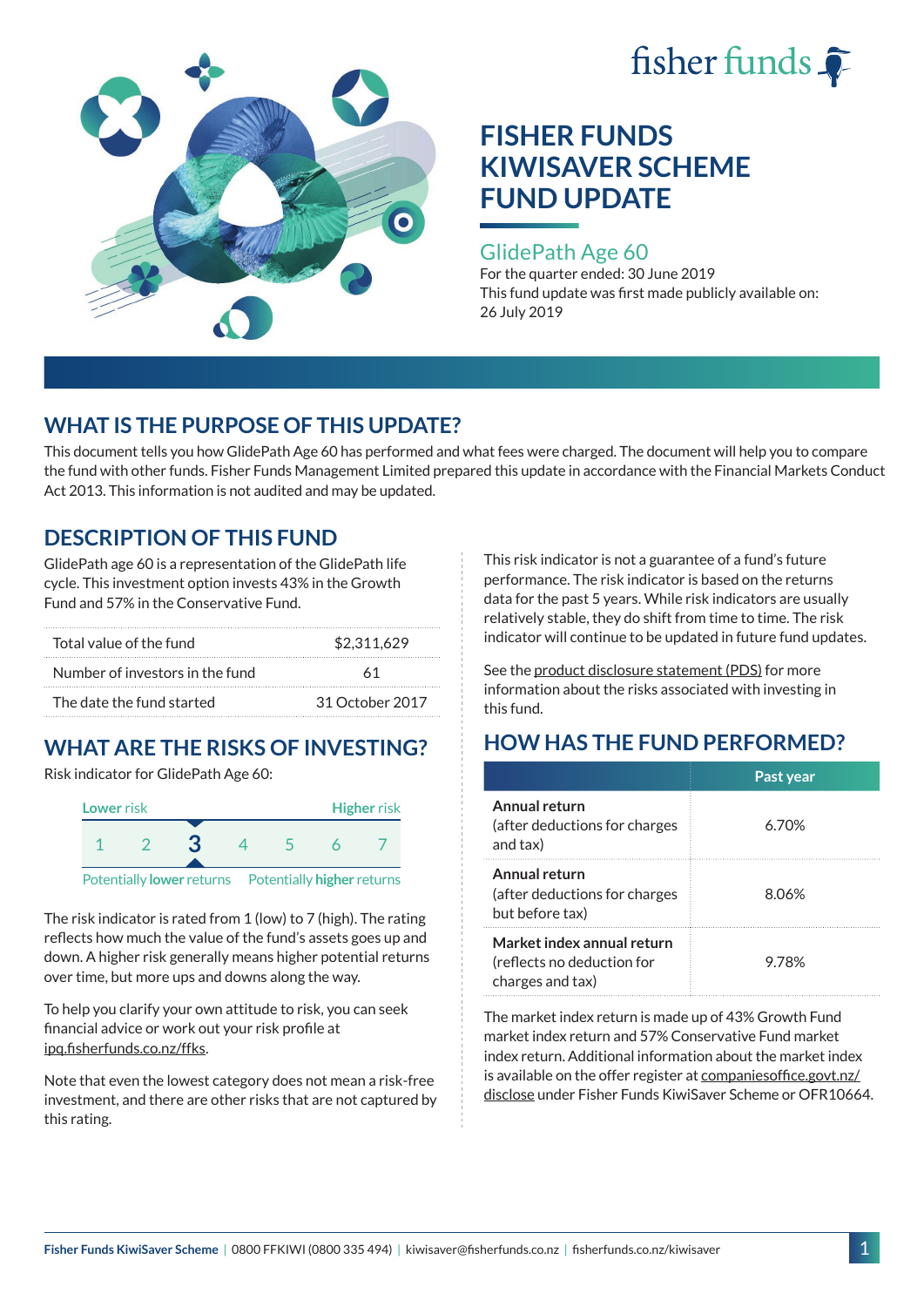# FISHER FUNDS KIWISAVER SCHEME FUND UPDATE

## GlidePath Age 60

For the quarter ended: 30 June 2019

This fund update was first made publicly available on: 26 July 2019

## WHAT IS THE PURPOSE OF THIS UPDATE?

This document tells you how GlidePath Age 60 has performed and what fees were charged. The document will help you to compare the fund with other funds. Fisher Funds Management Limited prepared this update in accordance with the Financial Markets Conduct Act 2013. This information is not audited and may be updated.

## DESCRIPTION OF THIS FUND

GlidePath age 60 is a representation of the GlidePath life cycle. This investment option invests 43% in the Growth Fund and 57% in the Conservative Fund.

| | |
|---|---|
| Total value of the fund | $2,311,629 |
| Number of investors in the fund | 61 |
| The date the fund started | 31 October 2017 |

## WHAT ARE THE RISKS OF INVESTING?

Risk indicator for GlidePath Age 60:

Lower risk — Higher risk

1 2 **3** 4 5 6 7

Potentially **lower** returns — Potentially **higher** returns

The risk indicator is rated from 1 (low) to 7 (high). The rating reflects how much the value of the fund's assets goes up and down. A higher risk generally means higher potential returns over time, but more ups and downs along the way.

To help you clarify your own attitude to risk, you can seek financial advice or work out your risk profile at ipq.fisherfunds.co.nz/ffks.

Note that even the lowest category does not mean a risk-free investment, and there are other risks that are not captured by this rating.

This risk indicator is not a guarantee of a fund's future performance. The risk indicator is based on the returns data for the past 5 years. While risk indicators are usually relatively stable, they do shift from time to time. The risk indicator will continue to be updated in future fund updates.

See the product disclosure statement (PDS) for more information about the risks associated with investing in this fund.

## HOW HAS THE FUND PERFORMED?

| | Past year |
|---|---|
| **Annual return** (after deductions for charges and tax) | 6.70% |
| **Annual return** (after deductions for charges but before tax) | 8.06% |
| **Market index annual return** (reflects no deduction for charges and tax) | 9.78% |

The market index return is made up of 43% Growth Fund market index return and 57% Conservative Fund market index return. Additional information about the market index is available on the offer register at companiesoffice.govt.nz/disclose under Fisher Funds KiwiSaver Scheme or OFR10664.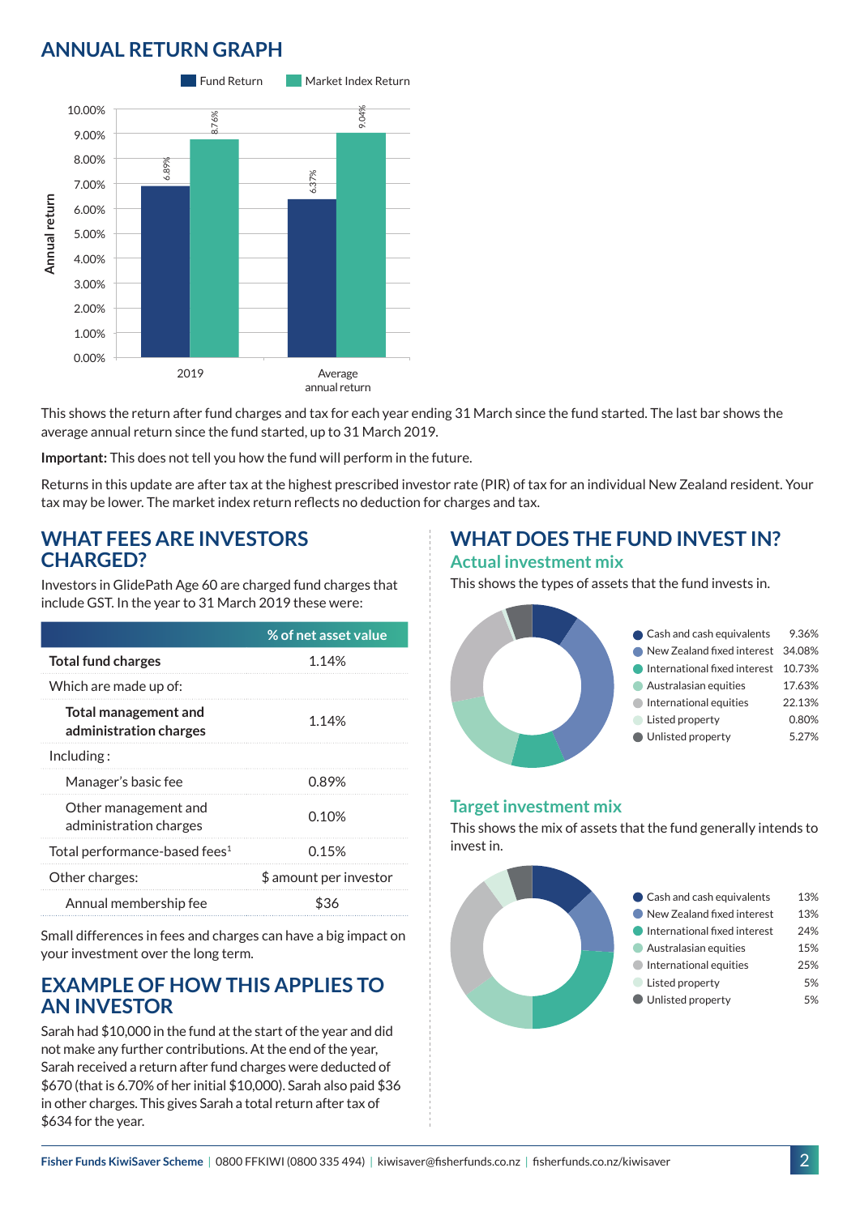## ANNUAL RETURN GRAPH

| | Fund Return | Market Index Return |
|---|---|---|
| 2019 | 6.89% | 8.76% |
| Average annual return | 6.37% | 9.04% |

This shows the return after fund charges and tax for each year ending 31 March since the fund started. The last bar shows the average annual return since the fund started, up to 31 March 2019.

**Important:** This does not tell you how the fund will perform in the future.

Returns in this update are after tax at the highest prescribed investor rate (PIR) of tax for an individual New Zealand resident. Your tax may be lower. The market index return reflects no deduction for charges and tax.

## WHAT FEES ARE INVESTORS CHARGED?

Investors in GlidePath Age 60 are charged fund charges that include GST. In the year to 31 March 2019 these were:

| | % of net asset value |
|---|---|
| **Total fund charges** | 1.14% |
| Which are made up of: | |
| **Total management and administration charges** | 1.14% |
| Including : | |
| Manager's basic fee | 0.89% |
| Other management and administration charges | 0.10% |
| Total performance-based fees[1] | 0.15% |
| Other charges: | $ amount per investor |
| Annual membership fee | $36 |

Small differences in fees and charges can have a big impact on your investment over the long term.

## EXAMPLE OF HOW THIS APPLIES TO AN INVESTOR

Sarah had $10,000 in the fund at the start of the year and did not make any further contributions. At the end of the year, Sarah received a return after fund charges were deducted of $670 (that is 6.70% of her initial $10,000). Sarah also paid $36 in other charges. This gives Sarah a total return after tax of $634 for the year.

## WHAT DOES THE FUND INVEST IN?

### Actual investment mix

This shows the types of assets that the fund invests in.

| Asset type | % |
|---|---|
| Cash and cash equivalents | 9.36% |
| New Zealand fixed interest | 34.08% |
| International fixed interest | 10.73% |
| Australasian equities | 17.63% |
| International equities | 22.13% |
| Listed property | 0.80% |
| Unlisted property | 5.27% |

### Target investment mix

This shows the mix of assets that the fund generally intends to invest in.

| Asset type | % |
|---|---|
| Cash and cash equivalents | 13% |
| New Zealand fixed interest | 13% |
| International fixed interest | 24% |
| Australasian equities | 15% |
| International equities | 25% |
| Listed property | 5% |
| Unlisted property | 5% |

**Fisher Funds KiwiSaver Scheme** | 0800 FFKIWI (0800 335 494) | kiwisaver@fisherfunds.co.nz | fisherfunds.co.nz/kiwisaver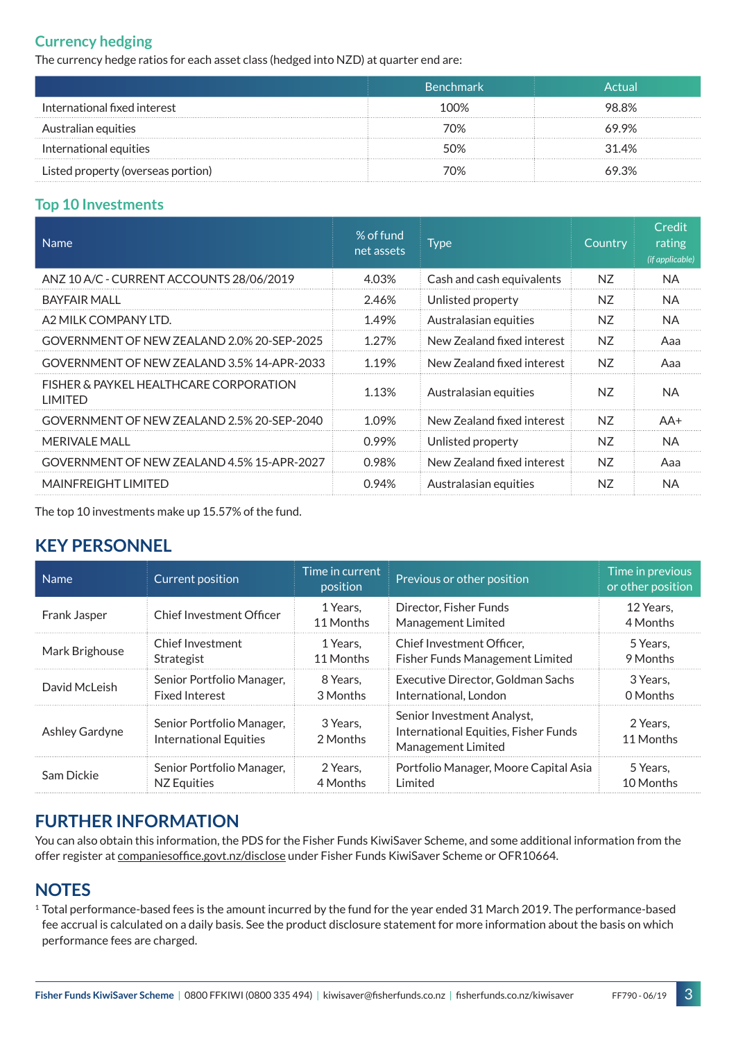## Currency hedging

The currency hedge ratios for each asset class (hedged into NZD) at quarter end are:

| | Benchmark | Actual |
|---|---|---|
| International fixed interest | 100% | 98.8% |
| Australian equities | 70% | 69.9% |
| International equities | 50% | 31.4% |
| Listed property (overseas portion) | 70% | 69.3% |

## Top 10 Investments

| Name | % of fund net assets | Type | Country | Credit rating *(if applicable)* |
|---|---|---|---|---|
| ANZ 10 A/C - CURRENT ACCOUNTS 28/06/2019 | 4.03% | Cash and cash equivalents | NZ | NA |
| BAYFAIR MALL | 2.46% | Unlisted property | NZ | NA |
| A2 MILK COMPANY LTD. | 1.49% | Australasian equities | NZ | NA |
| GOVERNMENT OF NEW ZEALAND 2.0% 20-SEP-2025 | 1.27% | New Zealand fixed interest | NZ | Aaa |
| GOVERNMENT OF NEW ZEALAND 3.5% 14-APR-2033 | 1.19% | New Zealand fixed interest | NZ | Aaa |
| FISHER & PAYKEL HEALTHCARE CORPORATION LIMITED | 1.13% | Australasian equities | NZ | NA |
| GOVERNMENT OF NEW ZEALAND 2.5% 20-SEP-2040 | 1.09% | New Zealand fixed interest | NZ | AA+ |
| MERIVALE MALL | 0.99% | Unlisted property | NZ | NA |
| GOVERNMENT OF NEW ZEALAND 4.5% 15-APR-2027 | 0.98% | New Zealand fixed interest | NZ | Aaa |
| MAINFREIGHT LIMITED | 0.94% | Australasian equities | NZ | NA |

The top 10 investments make up 15.57% of the fund.

## KEY PERSONNEL

| Name | Current position | Time in current position | Previous or other position | Time in previous or other position |
|---|---|---|---|---|
| Frank Jasper | Chief Investment Officer | 1 Years, 11 Months | Director, Fisher Funds Management Limited | 12 Years, 4 Months |
| Mark Brighouse | Chief Investment Strategist | 1 Years, 11 Months | Chief Investment Officer, Fisher Funds Management Limited | 5 Years, 9 Months |
| David McLeish | Senior Portfolio Manager, Fixed Interest | 8 Years, 3 Months | Executive Director, Goldman Sachs International, London | 3 Years, 0 Months |
| Ashley Gardyne | Senior Portfolio Manager, International Equities | 3 Years, 2 Months | Senior Investment Analyst, International Equities, Fisher Funds Management Limited | 2 Years, 11 Months |
| Sam Dickie | Senior Portfolio Manager, NZ Equities | 2 Years, 4 Months | Portfolio Manager, Moore Capital Asia Limited | 5 Years, 10 Months |

## FURTHER INFORMATION

You can also obtain this information, the PDS for the Fisher Funds KiwiSaver Scheme, and some additional information from the offer register at companiesoffice.govt.nz/disclose under Fisher Funds KiwiSaver Scheme or OFR10664.

## NOTES

[1] Total performance-based fees is the amount incurred by the fund for the year ended 31 March 2019. The performance-based fee accrual is calculated on a daily basis. See the product disclosure statement for more information about the basis on which performance fees are charged.